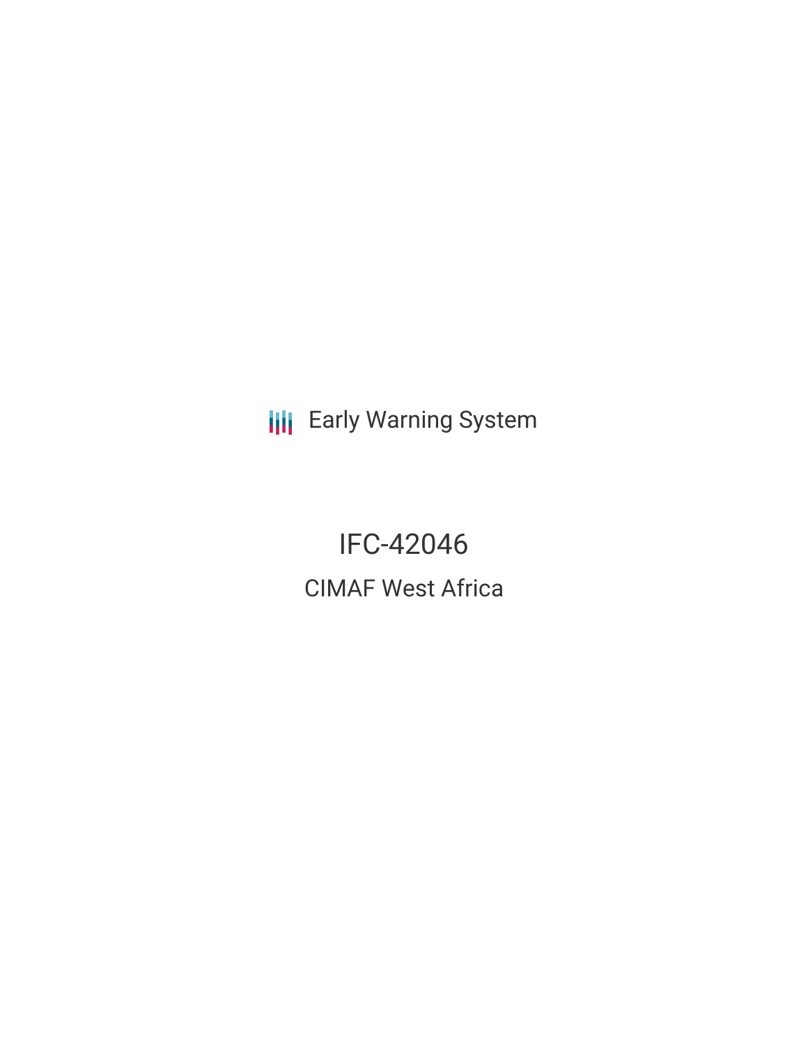Early Warning System

# IFC-42046

## CIMAF West Africa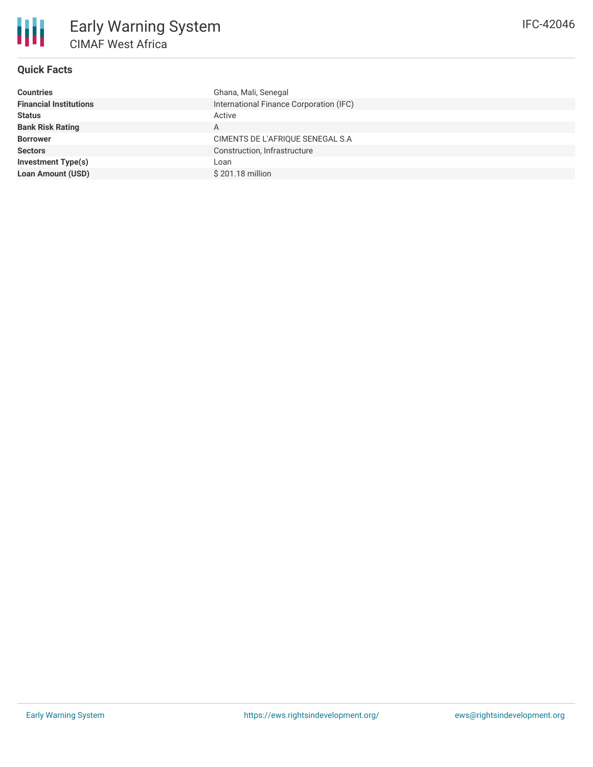# Early Warning System

## CIMAF West Africa

IFC-42046

### Quick Facts

| | |
|---|---|
| **Countries** | Ghana, Mali, Senegal |
| **Financial Institutions** | International Finance Corporation (IFC) |
| **Status** | Active |
| **Bank Risk Rating** | A |
| **Borrower** | CIMENTS DE L'AFRIQUE SENEGAL S.A |
| **Sectors** | Construction, Infrastructure |
| **Investment Type(s)** | Loan |
| **Loan Amount (USD)** | $ 201.18 million |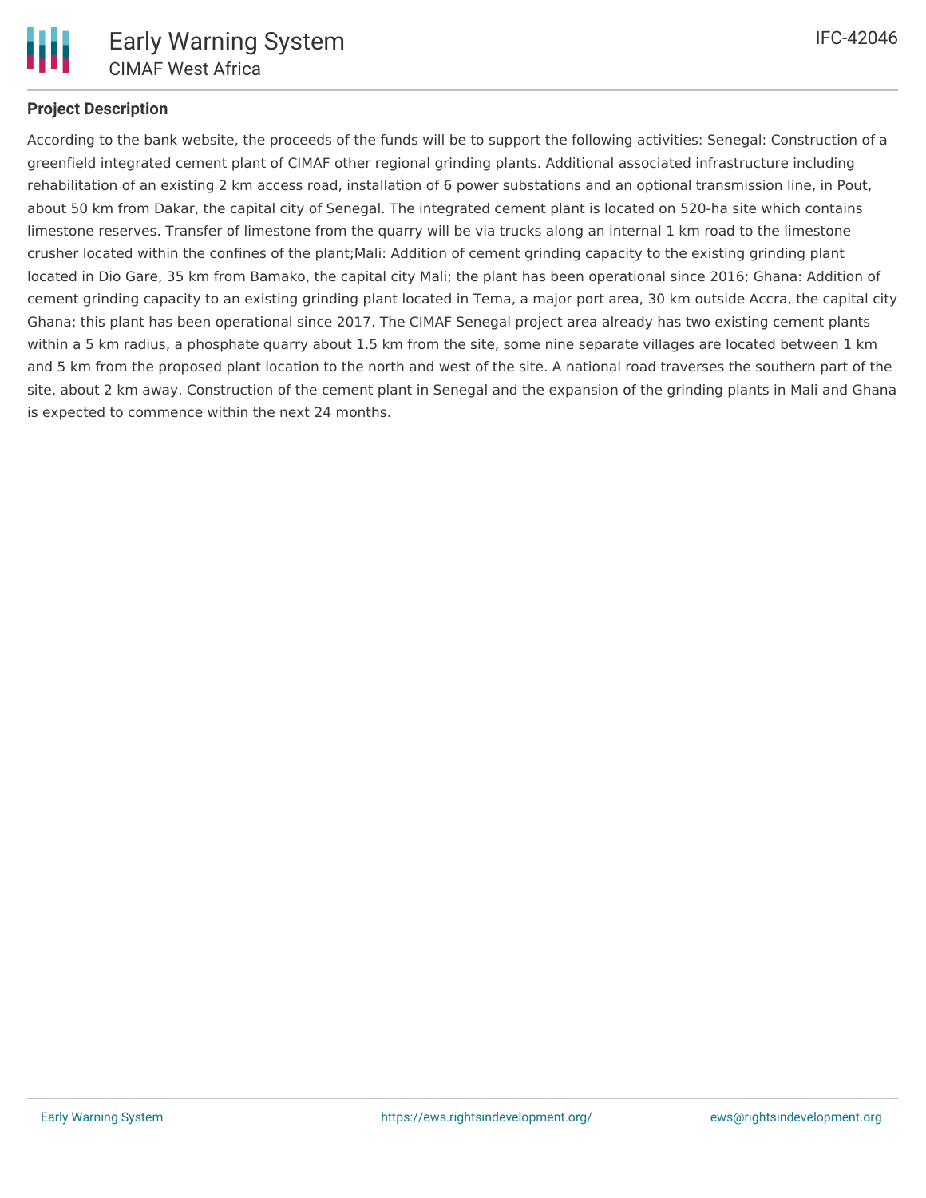**Project Description**

According to the bank website, the proceeds of the funds will be to support the following activities: Senegal: Construction of a greenfield integrated cement plant of CIMAF other regional grinding plants. Additional associated infrastructure including rehabilitation of an existing 2 km access road, installation of 6 power substations and an optional transmission line, in Pout, about 50 km from Dakar, the capital city of Senegal. The integrated cement plant is located on 520-ha site which contains limestone reserves. Transfer of limestone from the quarry will be via trucks along an internal 1 km road to the limestone crusher located within the confines of the plant;Mali: Addition of cement grinding capacity to the existing grinding plant located in Dio Gare, 35 km from Bamako, the capital city Mali; the plant has been operational since 2016; Ghana: Addition of cement grinding capacity to an existing grinding plant located in Tema, a major port area, 30 km outside Accra, the capital city Ghana; this plant has been operational since 2017. The CIMAF Senegal project area already has two existing cement plants within a 5 km radius, a phosphate quarry about 1.5 km from the site, some nine separate villages are located between 1 km and 5 km from the proposed plant location to the north and west of the site. A national road traverses the southern part of the site, about 2 km away. Construction of the cement plant in Senegal and the expansion of the grinding plants in Mali and Ghana is expected to commence within the next 24 months.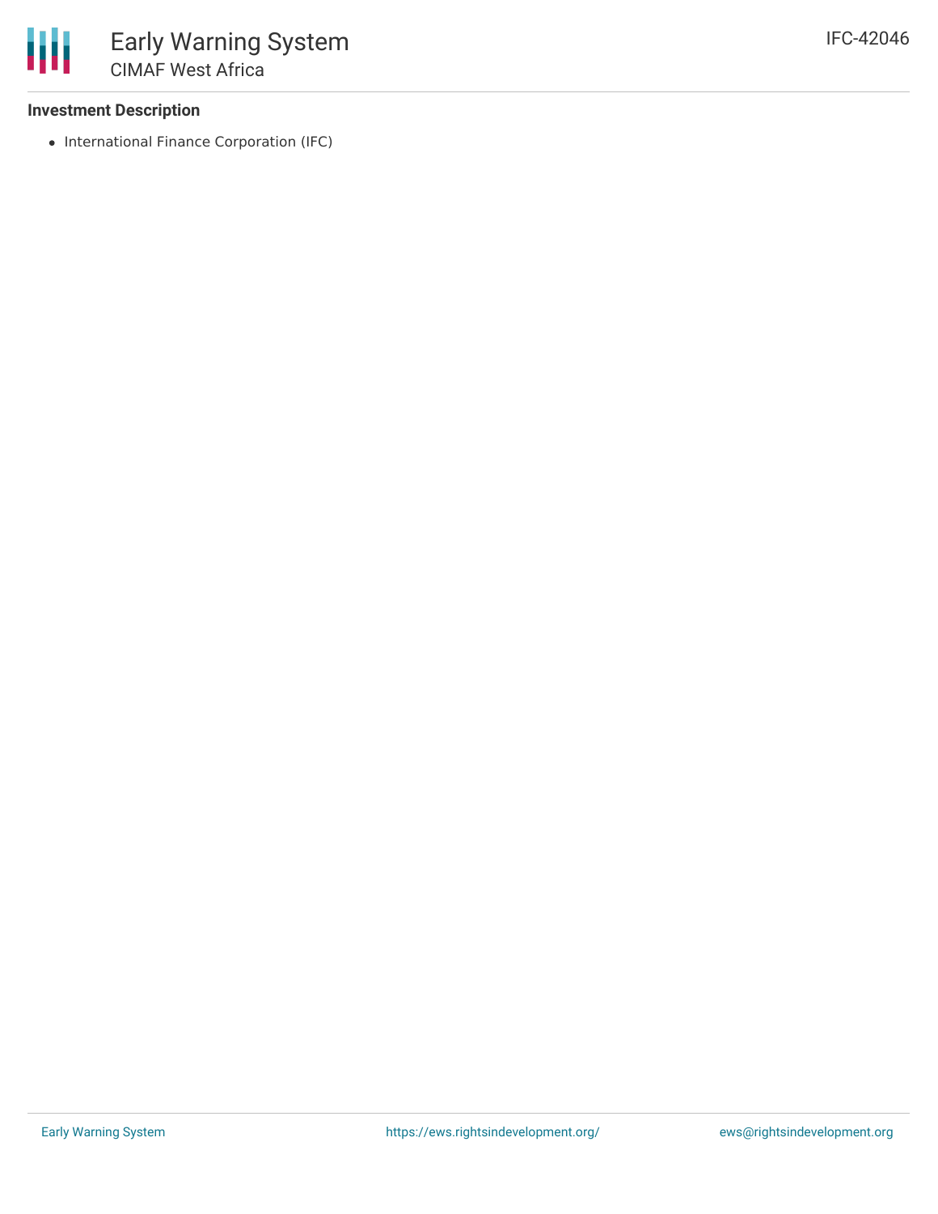### Investment Description

- International Finance Corporation (IFC)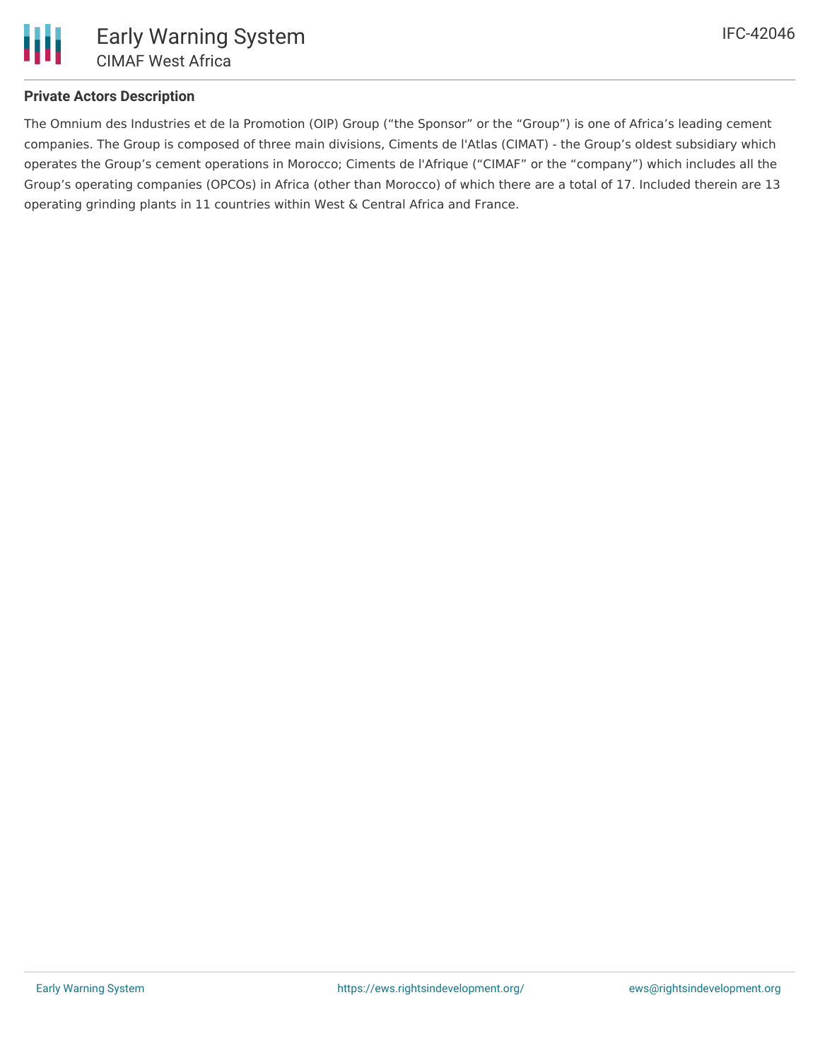## Private Actors Description

The Omnium des Industries et de la Promotion (OIP) Group ("the Sponsor" or the "Group") is one of Africa's leading cement companies. The Group is composed of three main divisions, Ciments de l'Atlas (CIMAT) - the Group's oldest subsidiary which operates the Group's cement operations in Morocco; Ciments de l'Afrique ("CIMAF" or the "company") which includes all the Group's operating companies (OPCOs) in Africa (other than Morocco) of which there are a total of 17. Included therein are 13 operating grinding plants in 11 countries within West & Central Africa and France.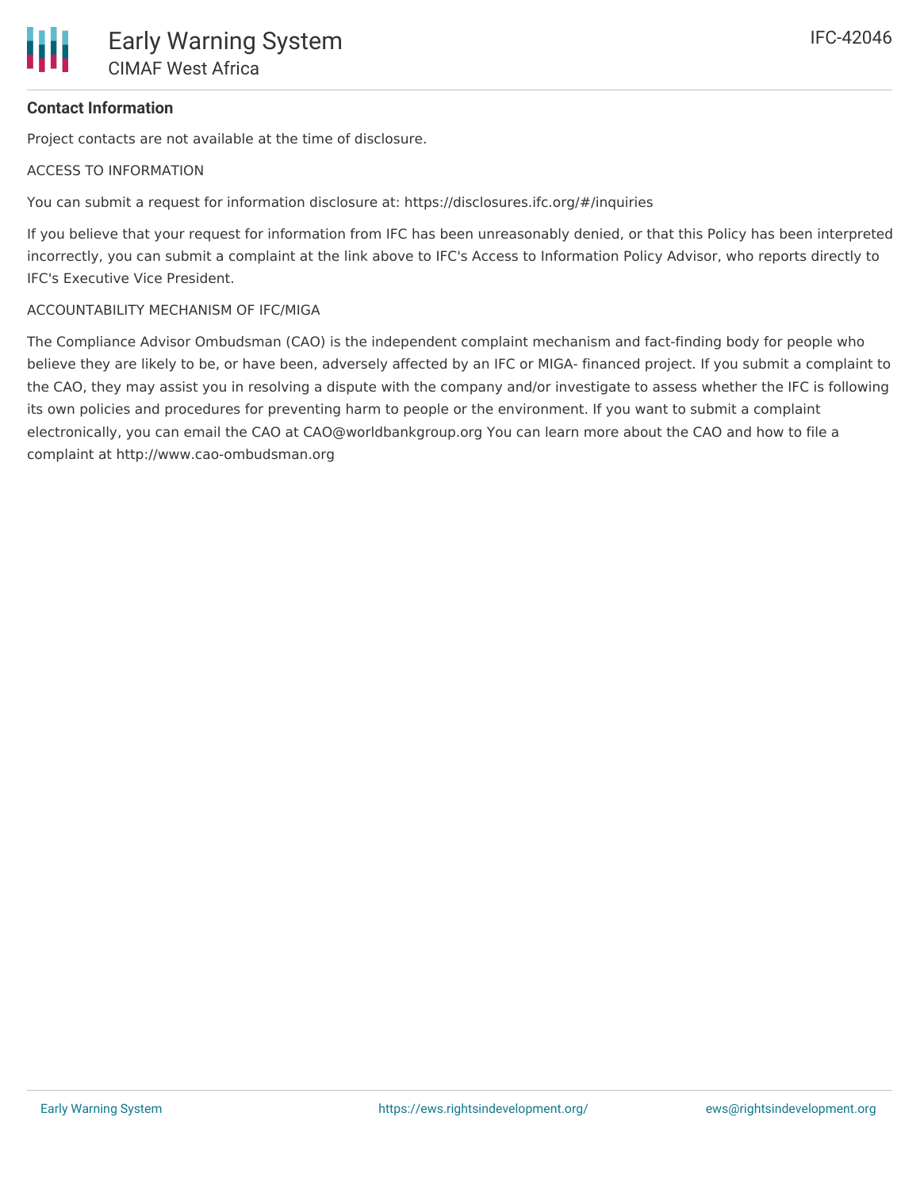## Contact Information

Project contacts are not available at the time of disclosure.

ACCESS TO INFORMATION

You can submit a request for information disclosure at: https://disclosures.ifc.org/#/inquiries

If you believe that your request for information from IFC has been unreasonably denied, or that this Policy has been interpreted incorrectly, you can submit a complaint at the link above to IFC's Access to Information Policy Advisor, who reports directly to IFC's Executive Vice President.

ACCOUNTABILITY MECHANISM OF IFC/MIGA

The Compliance Advisor Ombudsman (CAO) is the independent complaint mechanism and fact-finding body for people who believe they are likely to be, or have been, adversely affected by an IFC or MIGA- financed project. If you submit a complaint to the CAO, they may assist you in resolving a dispute with the company and/or investigate to assess whether the IFC is following its own policies and procedures for preventing harm to people or the environment. If you want to submit a complaint electronically, you can email the CAO at CAO@worldbankgroup.org You can learn more about the CAO and how to file a complaint at http://www.cao-ombudsman.org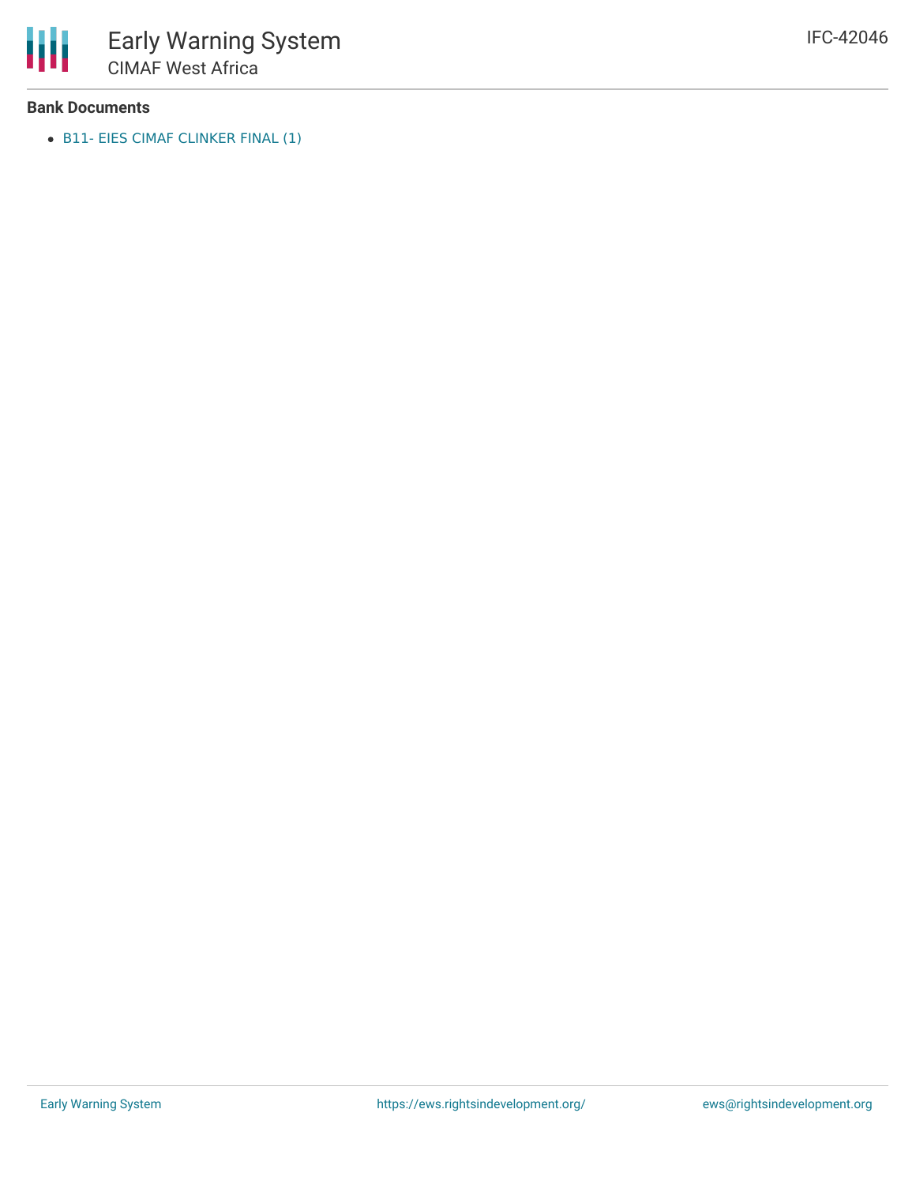**Bank Documents**

- B11- EIES CIMAF CLINKER FINAL (1)